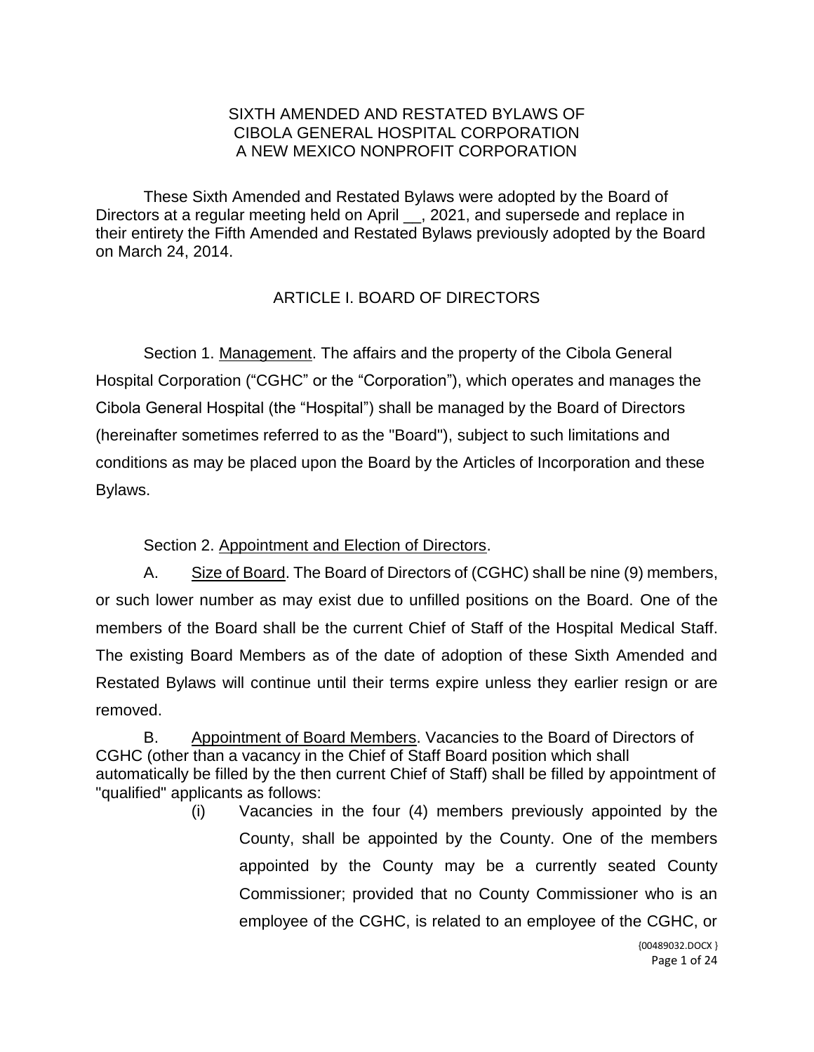# SIXTH AMENDED AND RESTATED BYLAWS OF CIBOLA GENERAL HOSPITAL CORPORATION A NEW MEXICO NONPROFIT CORPORATION

These Sixth Amended and Restated Bylaws were adopted by the Board of Directors at a regular meeting held on April __, 2021, and supersede and replace in their entirety the Fifth Amended and Restated Bylaws previously adopted by the Board on March 24, 2014.

## ARTICLE I. BOARD OF DIRECTORS

Section 1. Management. The affairs and the property of the Cibola General Hospital Corporation ("CGHC" or the "Corporation"), which operates and manages the Cibola General Hospital (the "Hospital") shall be managed by the Board of Directors (hereinafter sometimes referred to as the "Board"), subject to such limitations and conditions as may be placed upon the Board by the Articles of Incorporation and these Bylaws.

Section 2. Appointment and Election of Directors.

A. Size of Board. The Board of Directors of (CGHC) shall be nine (9) members, or such lower number as may exist due to unfilled positions on the Board. One of the members of the Board shall be the current Chief of Staff of the Hospital Medical Staff. The existing Board Members as of the date of adoption of these Sixth Amended and Restated Bylaws will continue until their terms expire unless they earlier resign or are removed.

B. Appointment of Board Members. Vacancies to the Board of Directors of CGHC (other than a vacancy in the Chief of Staff Board position which shall automatically be filled by the then current Chief of Staff) shall be filled by appointment of "qualified" applicants as follows:

(i) Vacancies in the four (4) members previously appointed by the County, shall be appointed by the County. One of the members appointed by the County may be a currently seated County Commissioner; provided that no County Commissioner who is an employee of the CGHC, is related to an employee of the CGHC, or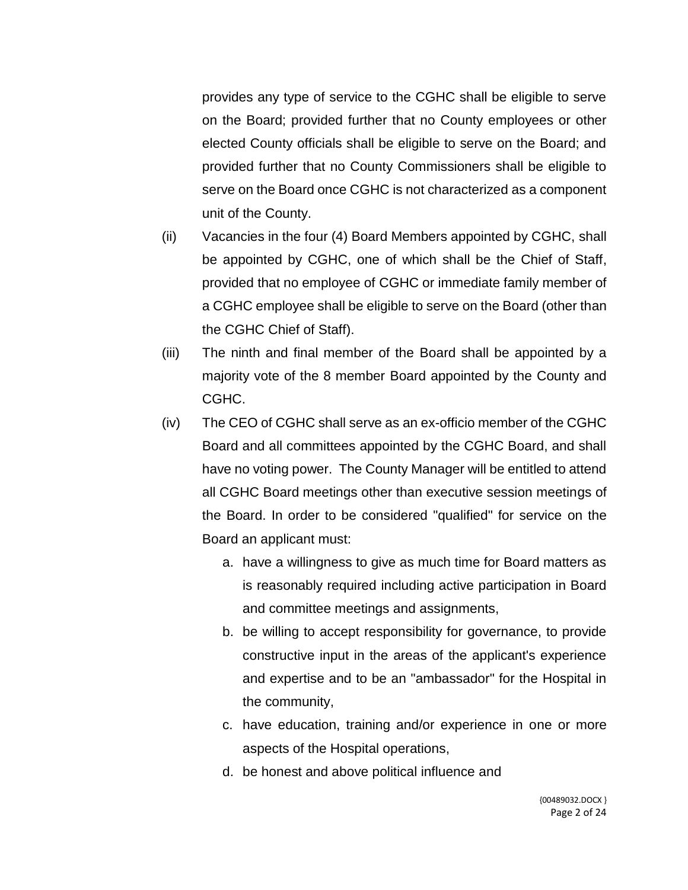provides any type of service to the CGHC shall be eligible to serve on the Board; provided further that no County employees or other elected County officials shall be eligible to serve on the Board; and provided further that no County Commissioners shall be eligible to serve on the Board once CGHC is not characterized as a component unit of the County.

(ii) Vacancies in the four (4) Board Members appointed by CGHC, shall be appointed by CGHC, one of which shall be the Chief of Staff, provided that no employee of CGHC or immediate family member of a CGHC employee shall be eligible to serve on the Board (other than the CGHC Chief of Staff).

(iii) The ninth and final member of the Board shall be appointed by a majority vote of the 8 member Board appointed by the County and CGHC.

(iv) The CEO of CGHC shall serve as an ex-officio member of the CGHC Board and all committees appointed by the CGHC Board, and shall have no voting power. The County Manager will be entitled to attend all CGHC Board meetings other than executive session meetings of the Board. In order to be considered "qualified" for service on the Board an applicant must:

   a. have a willingness to give as much time for Board matters as is reasonably required including active participation in Board and committee meetings and assignments,
   b. be willing to accept responsibility for governance, to provide constructive input in the areas of the applicant's experience and expertise and to be an "ambassador" for the Hospital in the community,
   c. have education, training and/or experience in one or more aspects of the Hospital operations,
   d. be honest and above political influence and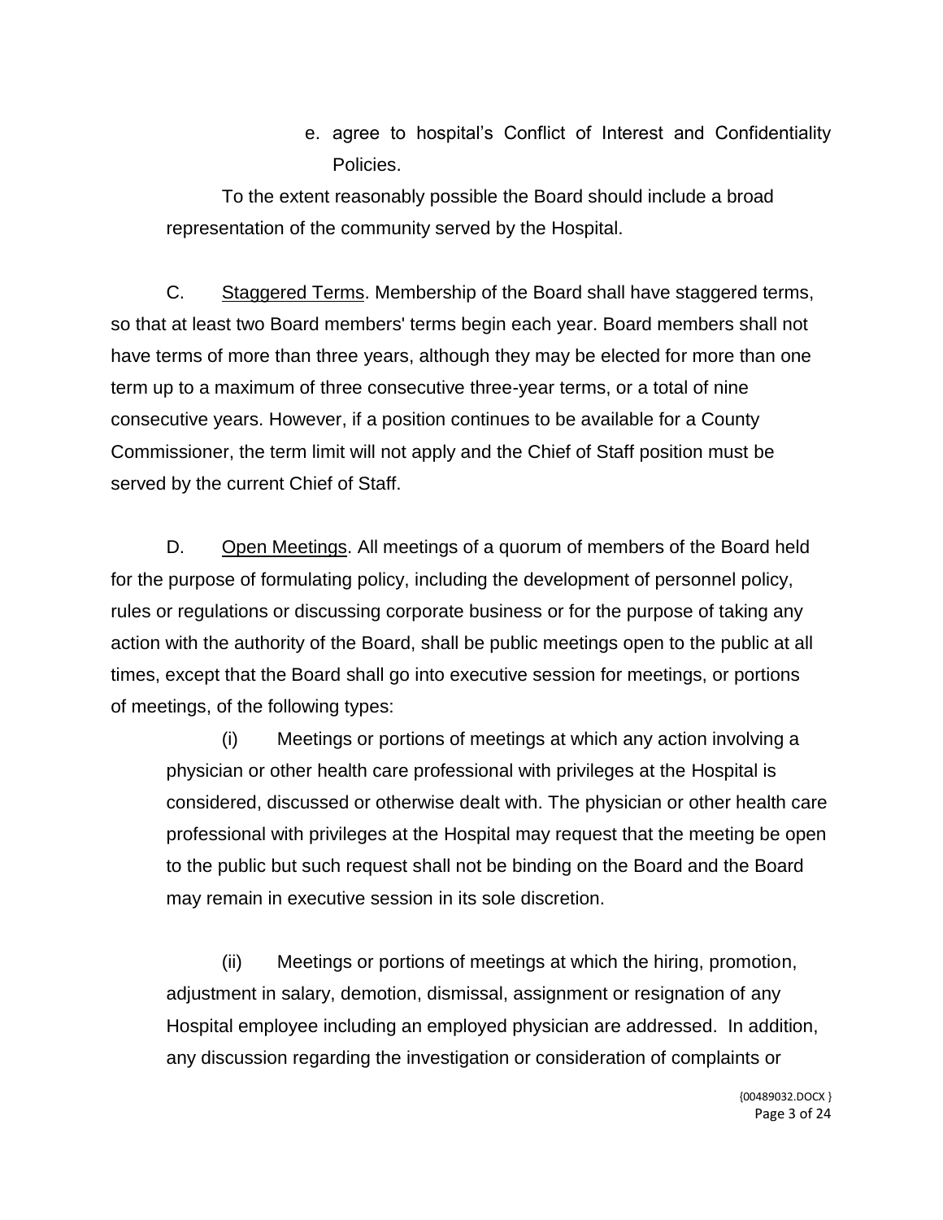e. agree to hospital's Conflict of Interest and Confidentiality Policies.

To the extent reasonably possible the Board should include a broad representation of the community served by the Hospital.

C. Staggered Terms. Membership of the Board shall have staggered terms, so that at least two Board members' terms begin each year. Board members shall not have terms of more than three years, although they may be elected for more than one term up to a maximum of three consecutive three-year terms, or a total of nine consecutive years. However, if a position continues to be available for a County Commissioner, the term limit will not apply and the Chief of Staff position must be served by the current Chief of Staff.

D. Open Meetings. All meetings of a quorum of members of the Board held for the purpose of formulating policy, including the development of personnel policy, rules or regulations or discussing corporate business or for the purpose of taking any action with the authority of the Board, shall be public meetings open to the public at all times, except that the Board shall go into executive session for meetings, or portions of meetings, of the following types:

(i) Meetings or portions of meetings at which any action involving a physician or other health care professional with privileges at the Hospital is considered, discussed or otherwise dealt with. The physician or other health care professional with privileges at the Hospital may request that the meeting be open to the public but such request shall not be binding on the Board and the Board may remain in executive session in its sole discretion.

(ii) Meetings or portions of meetings at which the hiring, promotion, adjustment in salary, demotion, dismissal, assignment or resignation of any Hospital employee including an employed physician are addressed. In addition, any discussion regarding the investigation or consideration of complaints or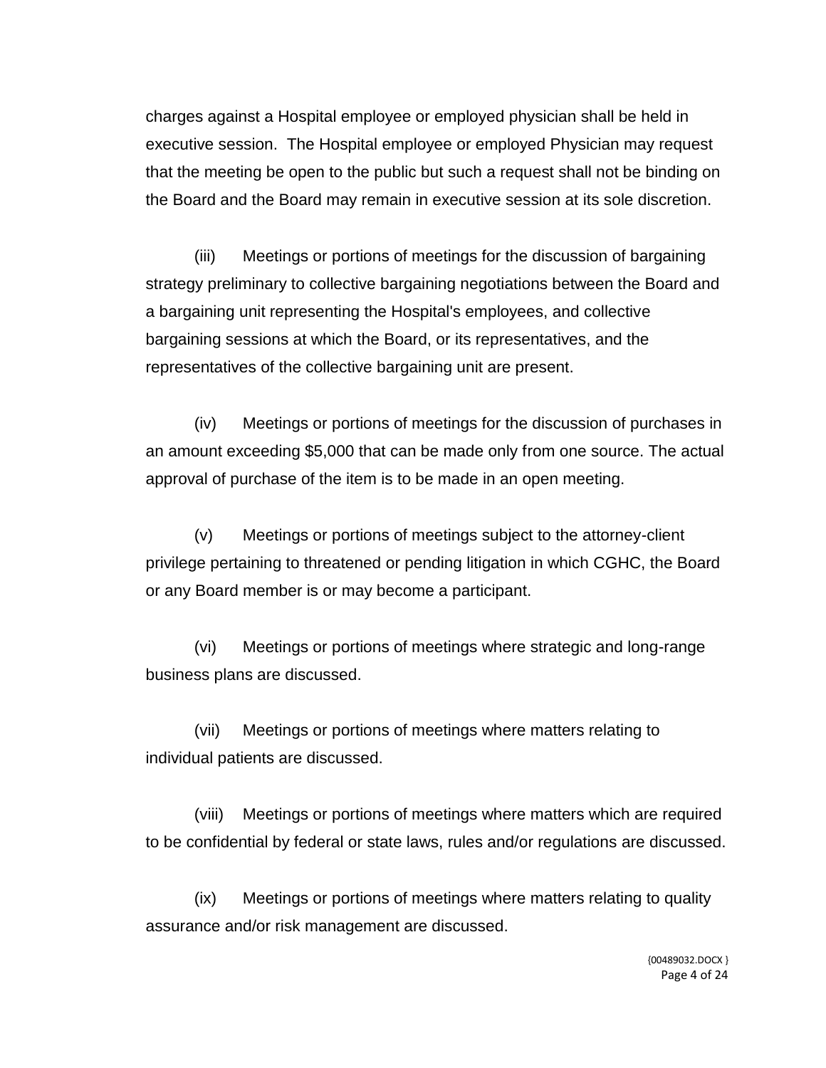charges against a Hospital employee or employed physician shall be held in executive session. The Hospital employee or employed Physician may request that the meeting be open to the public but such a request shall not be binding on the Board and the Board may remain in executive session at its sole discretion.

(iii) Meetings or portions of meetings for the discussion of bargaining strategy preliminary to collective bargaining negotiations between the Board and a bargaining unit representing the Hospital's employees, and collective bargaining sessions at which the Board, or its representatives, and the representatives of the collective bargaining unit are present.

(iv) Meetings or portions of meetings for the discussion of purchases in an amount exceeding $5,000 that can be made only from one source. The actual approval of purchase of the item is to be made in an open meeting.

(v) Meetings or portions of meetings subject to the attorney-client privilege pertaining to threatened or pending litigation in which CGHC, the Board or any Board member is or may become a participant.

(vi) Meetings or portions of meetings where strategic and long-range business plans are discussed.

(vii) Meetings or portions of meetings where matters relating to individual patients are discussed.

(viii) Meetings or portions of meetings where matters which are required to be confidential by federal or state laws, rules and/or regulations are discussed.

(ix) Meetings or portions of meetings where matters relating to quality assurance and/or risk management are discussed.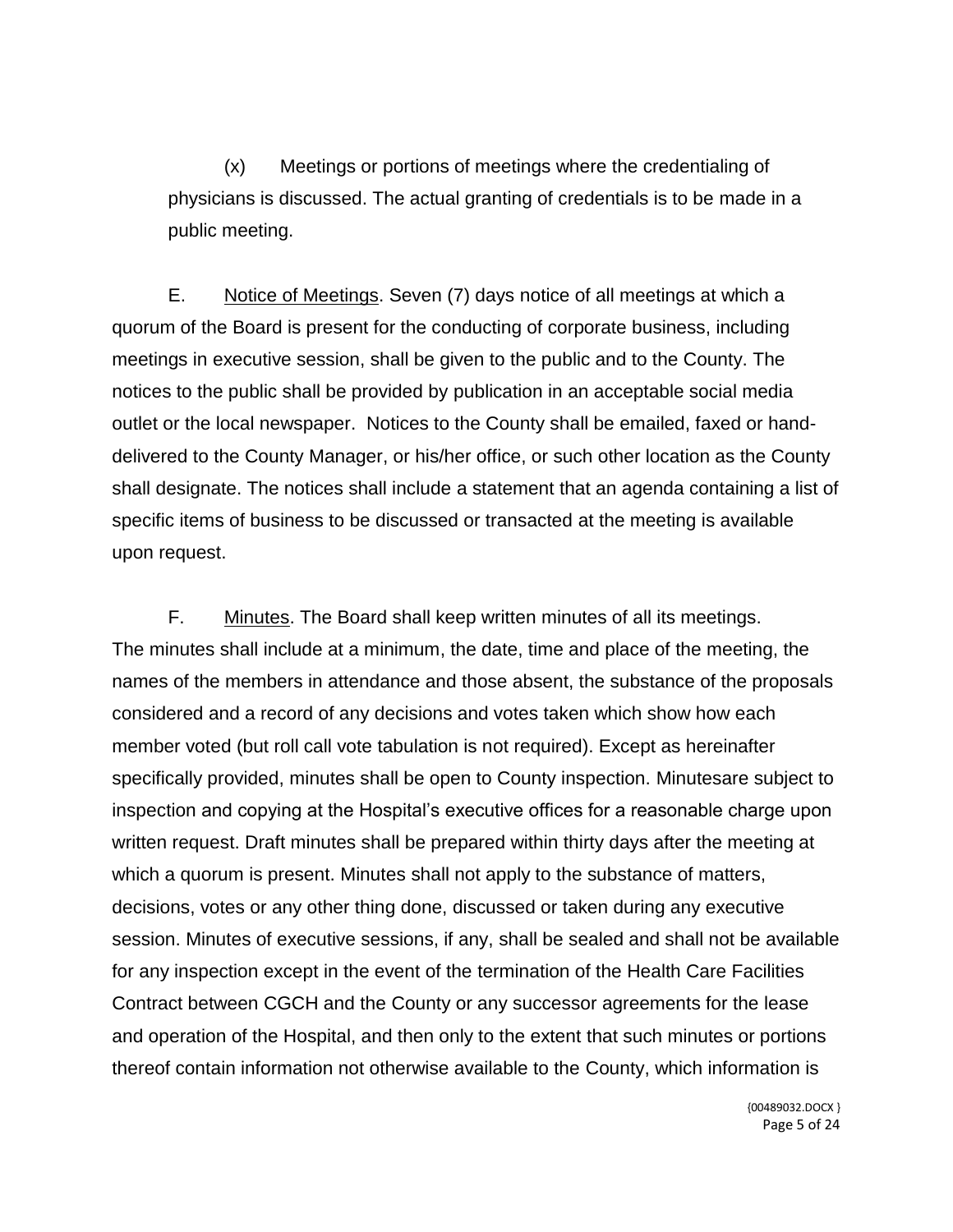(x) Meetings or portions of meetings where the credentialing of physicians is discussed. The actual granting of credentials is to be made in a public meeting.

E. Notice of Meetings. Seven (7) days notice of all meetings at which a quorum of the Board is present for the conducting of corporate business, including meetings in executive session, shall be given to the public and to the County. The notices to the public shall be provided by publication in an acceptable social media outlet or the local newspaper. Notices to the County shall be emailed, faxed or hand-delivered to the County Manager, or his/her office, or such other location as the County shall designate. The notices shall include a statement that an agenda containing a list of specific items of business to be discussed or transacted at the meeting is available upon request.

F. Minutes. The Board shall keep written minutes of all its meetings. The minutes shall include at a minimum, the date, time and place of the meeting, the names of the members in attendance and those absent, the substance of the proposals considered and a record of any decisions and votes taken which show how each member voted (but roll call vote tabulation is not required). Except as hereinafter specifically provided, minutes shall be open to County inspection. Minutesare subject to inspection and copying at the Hospital's executive offices for a reasonable charge upon written request. Draft minutes shall be prepared within thirty days after the meeting at which a quorum is present. Minutes shall not apply to the substance of matters, decisions, votes or any other thing done, discussed or taken during any executive session. Minutes of executive sessions, if any, shall be sealed and shall not be available for any inspection except in the event of the termination of the Health Care Facilities Contract between CGCH and the County or any successor agreements for the lease and operation of the Hospital, and then only to the extent that such minutes or portions thereof contain information not otherwise available to the County, which information is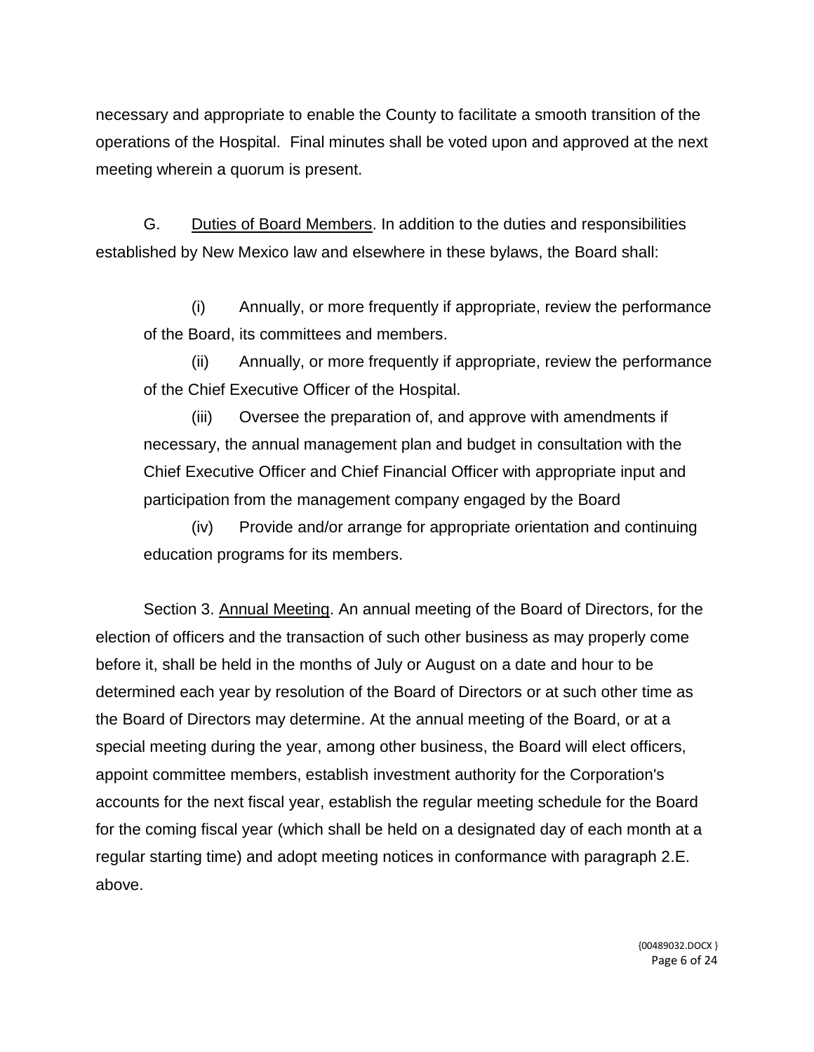necessary and appropriate to enable the County to facilitate a smooth transition of the operations of the Hospital. Final minutes shall be voted upon and approved at the next meeting wherein a quorum is present.

G. Duties of Board Members. In addition to the duties and responsibilities established by New Mexico law and elsewhere in these bylaws, the Board shall:

(i) Annually, or more frequently if appropriate, review the performance of the Board, its committees and members.

(ii) Annually, or more frequently if appropriate, review the performance of the Chief Executive Officer of the Hospital.

(iii) Oversee the preparation of, and approve with amendments if necessary, the annual management plan and budget in consultation with the Chief Executive Officer and Chief Financial Officer with appropriate input and participation from the management company engaged by the Board

(iv) Provide and/or arrange for appropriate orientation and continuing education programs for its members.

Section 3. Annual Meeting. An annual meeting of the Board of Directors, for the election of officers and the transaction of such other business as may properly come before it, shall be held in the months of July or August on a date and hour to be determined each year by resolution of the Board of Directors or at such other time as the Board of Directors may determine. At the annual meeting of the Board, or at a special meeting during the year, among other business, the Board will elect officers, appoint committee members, establish investment authority for the Corporation's accounts for the next fiscal year, establish the regular meeting schedule for the Board for the coming fiscal year (which shall be held on a designated day of each month at a regular starting time) and adopt meeting notices in conformance with paragraph 2.E. above.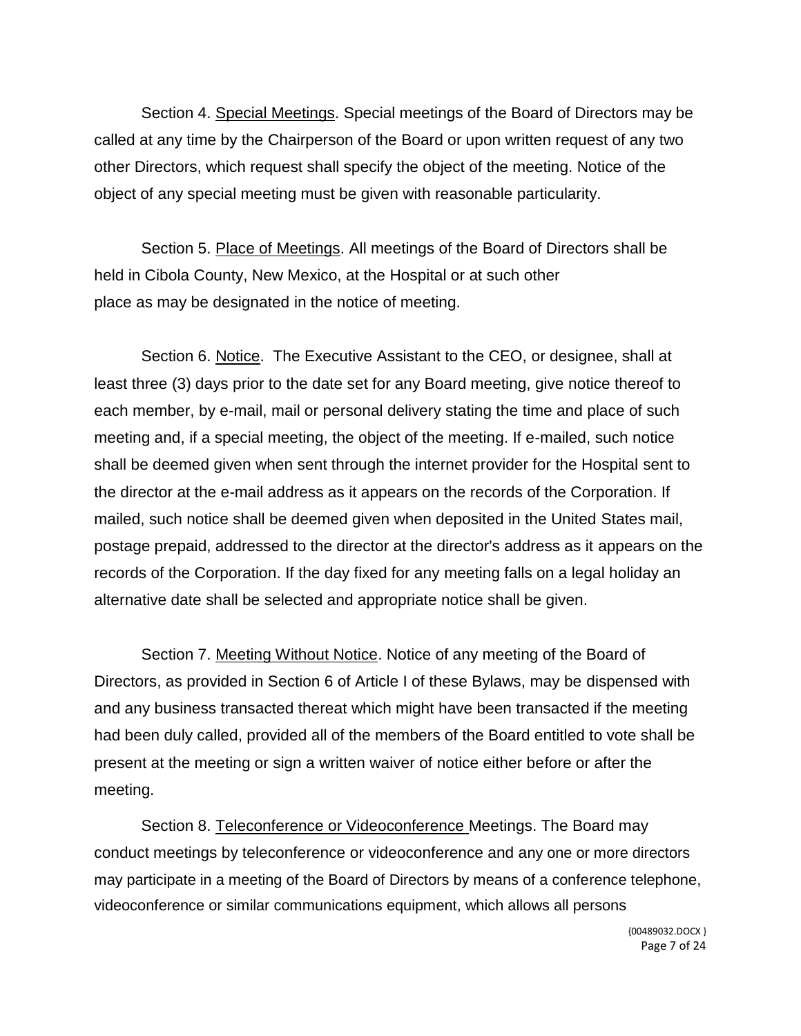Section 4. Special Meetings. Special meetings of the Board of Directors may be called at any time by the Chairperson of the Board or upon written request of any two other Directors, which request shall specify the object of the meeting. Notice of the object of any special meeting must be given with reasonable particularity.

Section 5. Place of Meetings. All meetings of the Board of Directors shall be held in Cibola County, New Mexico, at the Hospital or at such other place as may be designated in the notice of meeting.

Section 6. Notice. The Executive Assistant to the CEO, or designee, shall at least three (3) days prior to the date set for any Board meeting, give notice thereof to each member, by e-mail, mail or personal delivery stating the time and place of such meeting and, if a special meeting, the object of the meeting. If e-mailed, such notice shall be deemed given when sent through the internet provider for the Hospital sent to the director at the e-mail address as it appears on the records of the Corporation. If mailed, such notice shall be deemed given when deposited in the United States mail, postage prepaid, addressed to the director at the director's address as it appears on the records of the Corporation. If the day fixed for any meeting falls on a legal holiday an alternative date shall be selected and appropriate notice shall be given.

Section 7. Meeting Without Notice. Notice of any meeting of the Board of Directors, as provided in Section 6 of Article I of these Bylaws, may be dispensed with and any business transacted thereat which might have been transacted if the meeting had been duly called, provided all of the members of the Board entitled to vote shall be present at the meeting or sign a written waiver of notice either before or after the meeting.

Section 8. Teleconference or Videoconference Meetings. The Board may conduct meetings by teleconference or videoconference and any one or more directors may participate in a meeting of the Board of Directors by means of a conference telephone, videoconference or similar communications equipment, which allows all persons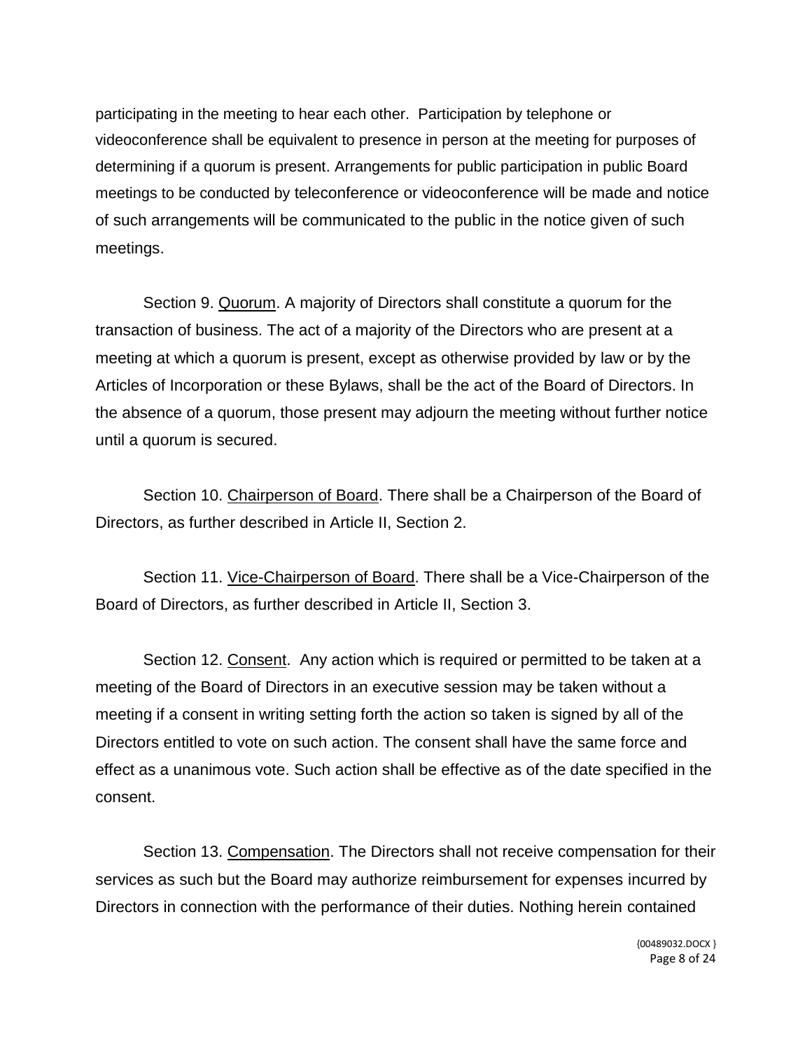participating in the meeting to hear each other. Participation by telephone or videoconference shall be equivalent to presence in person at the meeting for purposes of determining if a quorum is present. Arrangements for public participation in public Board meetings to be conducted by teleconference or videoconference will be made and notice of such arrangements will be communicated to the public in the notice given of such meetings.

Section 9. Quorum. A majority of Directors shall constitute a quorum for the transaction of business. The act of a majority of the Directors who are present at a meeting at which a quorum is present, except as otherwise provided by law or by the Articles of Incorporation or these Bylaws, shall be the act of the Board of Directors. In the absence of a quorum, those present may adjourn the meeting without further notice until a quorum is secured.

Section 10. Chairperson of Board. There shall be a Chairperson of the Board of Directors, as further described in Article II, Section 2.

Section 11. Vice-Chairperson of Board. There shall be a Vice-Chairperson of the Board of Directors, as further described in Article II, Section 3.

Section 12. Consent. Any action which is required or permitted to be taken at a meeting of the Board of Directors in an executive session may be taken without a meeting if a consent in writing setting forth the action so taken is signed by all of the Directors entitled to vote on such action. The consent shall have the same force and effect as a unanimous vote. Such action shall be effective as of the date specified in the consent.

Section 13. Compensation. The Directors shall not receive compensation for their services as such but the Board may authorize reimbursement for expenses incurred by Directors in connection with the performance of their duties. Nothing herein contained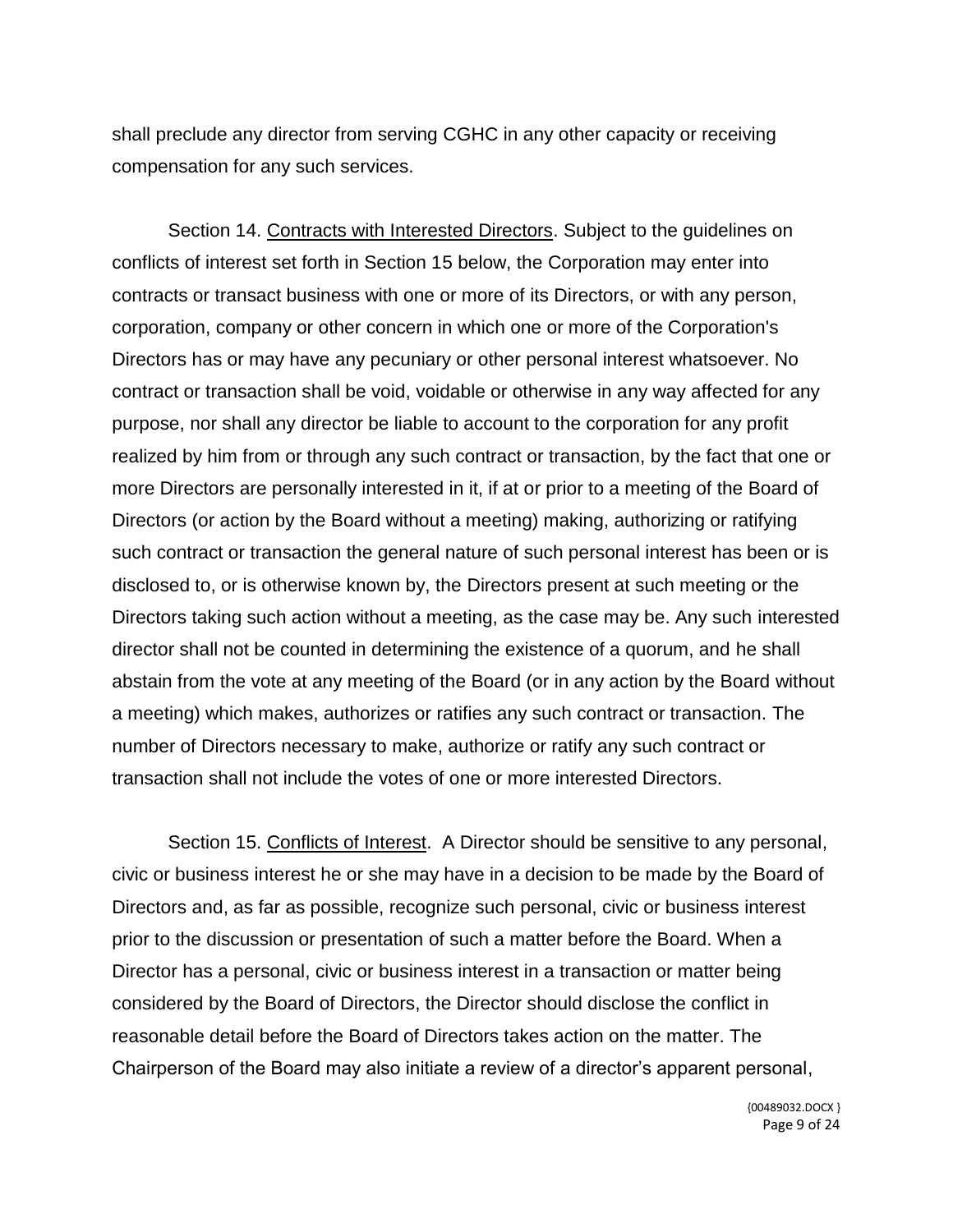shall preclude any director from serving CGHC in any other capacity or receiving compensation for any such services.

Section 14. Contracts with Interested Directors. Subject to the guidelines on conflicts of interest set forth in Section 15 below, the Corporation may enter into contracts or transact business with one or more of its Directors, or with any person, corporation, company or other concern in which one or more of the Corporation's Directors has or may have any pecuniary or other personal interest whatsoever. No contract or transaction shall be void, voidable or otherwise in any way affected for any purpose, nor shall any director be liable to account to the corporation for any profit realized by him from or through any such contract or transaction, by the fact that one or more Directors are personally interested in it, if at or prior to a meeting of the Board of Directors (or action by the Board without a meeting) making, authorizing or ratifying such contract or transaction the general nature of such personal interest has been or is disclosed to, or is otherwise known by, the Directors present at such meeting or the Directors taking such action without a meeting, as the case may be. Any such interested director shall not be counted in determining the existence of a quorum, and he shall abstain from the vote at any meeting of the Board (or in any action by the Board without a meeting) which makes, authorizes or ratifies any such contract or transaction. The number of Directors necessary to make, authorize or ratify any such contract or transaction shall not include the votes of one or more interested Directors.

Section 15. Conflicts of Interest. A Director should be sensitive to any personal, civic or business interest he or she may have in a decision to be made by the Board of Directors and, as far as possible, recognize such personal, civic or business interest prior to the discussion or presentation of such a matter before the Board. When a Director has a personal, civic or business interest in a transaction or matter being considered by the Board of Directors, the Director should disclose the conflict in reasonable detail before the Board of Directors takes action on the matter. The Chairperson of the Board may also initiate a review of a director's apparent personal,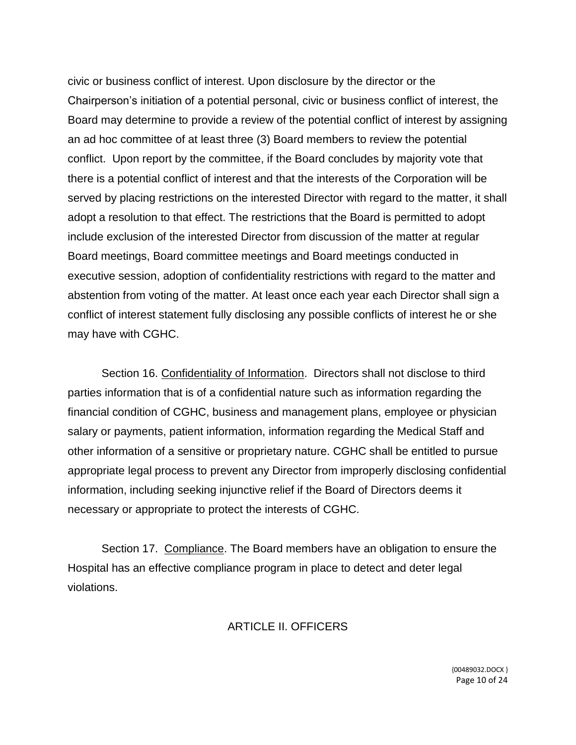civic or business conflict of interest. Upon disclosure by the director or the Chairperson's initiation of a potential personal, civic or business conflict of interest, the Board may determine to provide a review of the potential conflict of interest by assigning an ad hoc committee of at least three (3) Board members to review the potential conflict. Upon report by the committee, if the Board concludes by majority vote that there is a potential conflict of interest and that the interests of the Corporation will be served by placing restrictions on the interested Director with regard to the matter, it shall adopt a resolution to that effect. The restrictions that the Board is permitted to adopt include exclusion of the interested Director from discussion of the matter at regular Board meetings, Board committee meetings and Board meetings conducted in executive session, adoption of confidentiality restrictions with regard to the matter and abstention from voting of the matter. At least once each year each Director shall sign a conflict of interest statement fully disclosing any possible conflicts of interest he or she may have with CGHC.

Section 16. Confidentiality of Information. Directors shall not disclose to third parties information that is of a confidential nature such as information regarding the financial condition of CGHC, business and management plans, employee or physician salary or payments, patient information, information regarding the Medical Staff and other information of a sensitive or proprietary nature. CGHC shall be entitled to pursue appropriate legal process to prevent any Director from improperly disclosing confidential information, including seeking injunctive relief if the Board of Directors deems it necessary or appropriate to protect the interests of CGHC.

Section 17. Compliance. The Board members have an obligation to ensure the Hospital has an effective compliance program in place to detect and deter legal violations.

## ARTICLE II. OFFICERS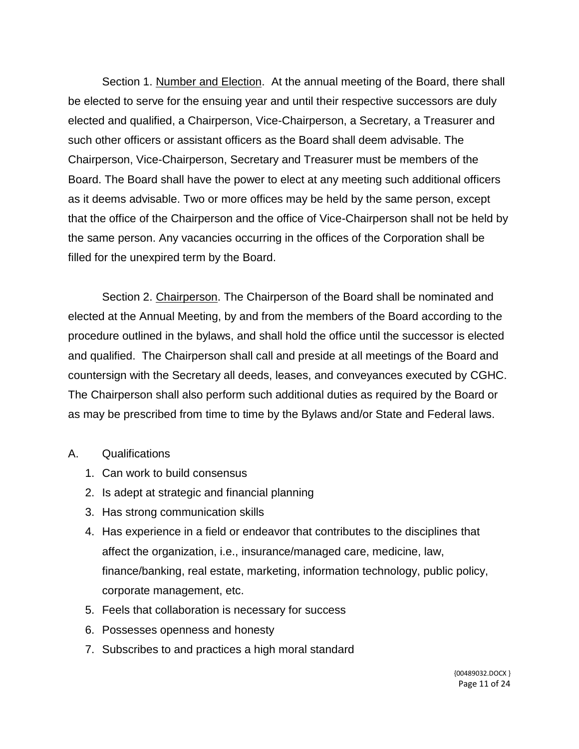Section 1. Number and Election. At the annual meeting of the Board, there shall be elected to serve for the ensuing year and until their respective successors are duly elected and qualified, a Chairperson, Vice-Chairperson, a Secretary, a Treasurer and such other officers or assistant officers as the Board shall deem advisable. The Chairperson, Vice-Chairperson, Secretary and Treasurer must be members of the Board. The Board shall have the power to elect at any meeting such additional officers as it deems advisable. Two or more offices may be held by the same person, except that the office of the Chairperson and the office of Vice-Chairperson shall not be held by the same person. Any vacancies occurring in the offices of the Corporation shall be filled for the unexpired term by the Board.

Section 2. Chairperson. The Chairperson of the Board shall be nominated and elected at the Annual Meeting, by and from the members of the Board according to the procedure outlined in the bylaws, and shall hold the office until the successor is elected and qualified. The Chairperson shall call and preside at all meetings of the Board and countersign with the Secretary all deeds, leases, and conveyances executed by CGHC. The Chairperson shall also perform such additional duties as required by the Board or as may be prescribed from time to time by the Bylaws and/or State and Federal laws.

A. Qualifications

1. Can work to build consensus
2. Is adept at strategic and financial planning
3. Has strong communication skills
4. Has experience in a field or endeavor that contributes to the disciplines that affect the organization, i.e., insurance/managed care, medicine, law, finance/banking, real estate, marketing, information technology, public policy, corporate management, etc.
5. Feels that collaboration is necessary for success
6. Possesses openness and honesty
7. Subscribes to and practices a high moral standard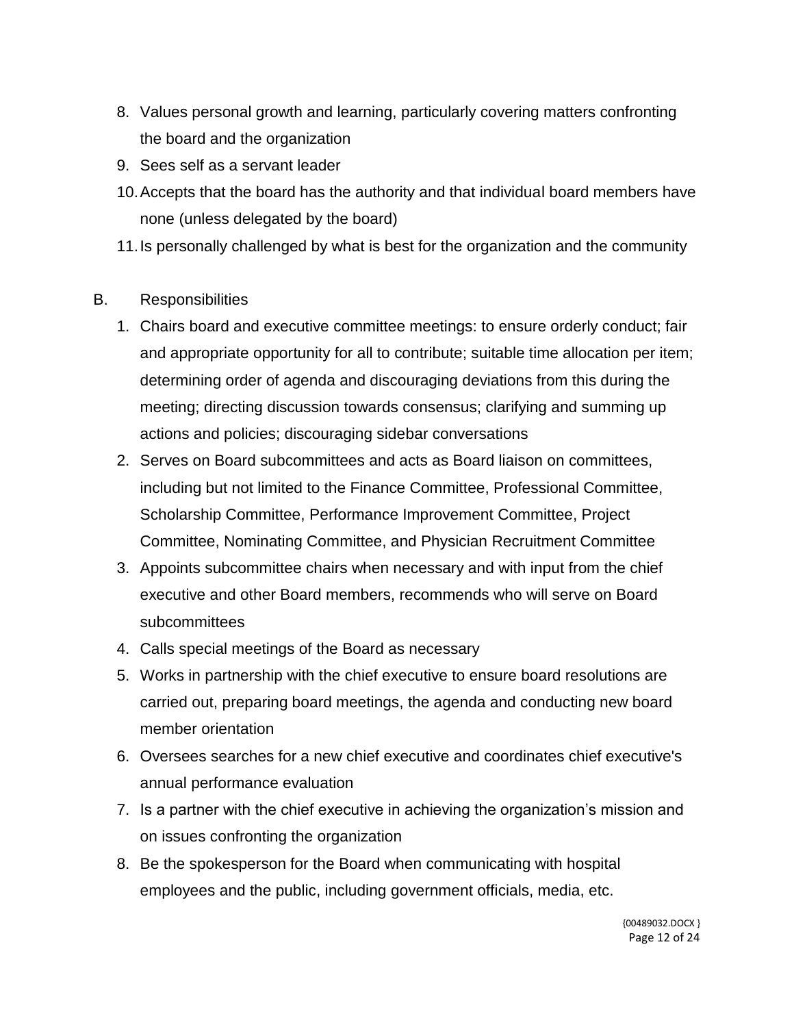8. Values personal growth and learning, particularly covering matters confronting the board and the organization
9. Sees self as a servant leader
10. Accepts that the board has the authority and that individual board members have none (unless delegated by the board)
11. Is personally challenged by what is best for the organization and the community

B. Responsibilities

1. Chairs board and executive committee meetings: to ensure orderly conduct; fair and appropriate opportunity for all to contribute; suitable time allocation per item; determining order of agenda and discouraging deviations from this during the meeting; directing discussion towards consensus; clarifying and summing up actions and policies; discouraging sidebar conversations
2. Serves on Board subcommittees and acts as Board liaison on committees, including but not limited to the Finance Committee, Professional Committee, Scholarship Committee, Performance Improvement Committee, Project Committee, Nominating Committee, and Physician Recruitment Committee
3. Appoints subcommittee chairs when necessary and with input from the chief executive and other Board members, recommends who will serve on Board subcommittees
4. Calls special meetings of the Board as necessary
5. Works in partnership with the chief executive to ensure board resolutions are carried out, preparing board meetings, the agenda and conducting new board member orientation
6. Oversees searches for a new chief executive and coordinates chief executive's annual performance evaluation
7. Is a partner with the chief executive in achieving the organization's mission and on issues confronting the organization
8. Be the spokesperson for the Board when communicating with hospital employees and the public, including government officials, media, etc.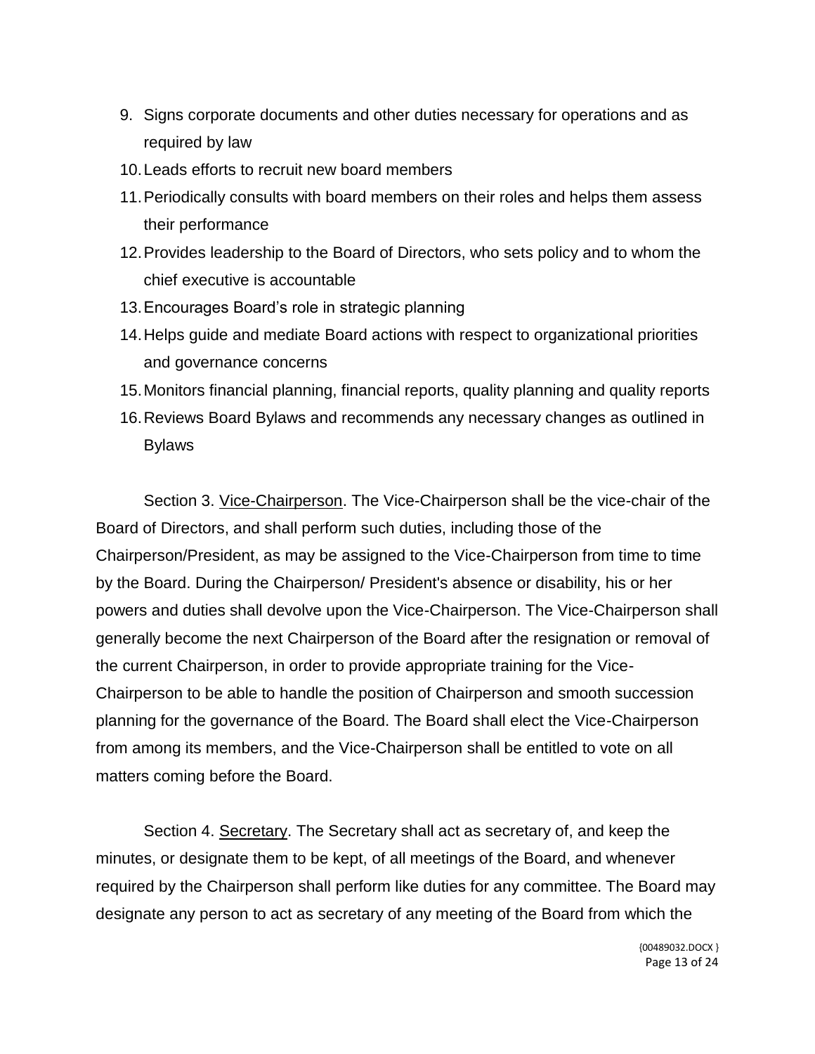9. Signs corporate documents and other duties necessary for operations and as required by law
10. Leads efforts to recruit new board members
11. Periodically consults with board members on their roles and helps them assess their performance
12. Provides leadership to the Board of Directors, who sets policy and to whom the chief executive is accountable
13. Encourages Board's role in strategic planning
14. Helps guide and mediate Board actions with respect to organizational priorities and governance concerns
15. Monitors financial planning, financial reports, quality planning and quality reports
16. Reviews Board Bylaws and recommends any necessary changes as outlined in Bylaws

Section 3. Vice-Chairperson. The Vice-Chairperson shall be the vice-chair of the Board of Directors, and shall perform such duties, including those of the Chairperson/President, as may be assigned to the Vice-Chairperson from time to time by the Board. During the Chairperson/ President's absence or disability, his or her powers and duties shall devolve upon the Vice-Chairperson. The Vice-Chairperson shall generally become the next Chairperson of the Board after the resignation or removal of the current Chairperson, in order to provide appropriate training for the Vice-Chairperson to be able to handle the position of Chairperson and smooth succession planning for the governance of the Board. The Board shall elect the Vice-Chairperson from among its members, and the Vice-Chairperson shall be entitled to vote on all matters coming before the Board.

Section 4. Secretary. The Secretary shall act as secretary of, and keep the minutes, or designate them to be kept, of all meetings of the Board, and whenever required by the Chairperson shall perform like duties for any committee. The Board may designate any person to act as secretary of any meeting of the Board from which the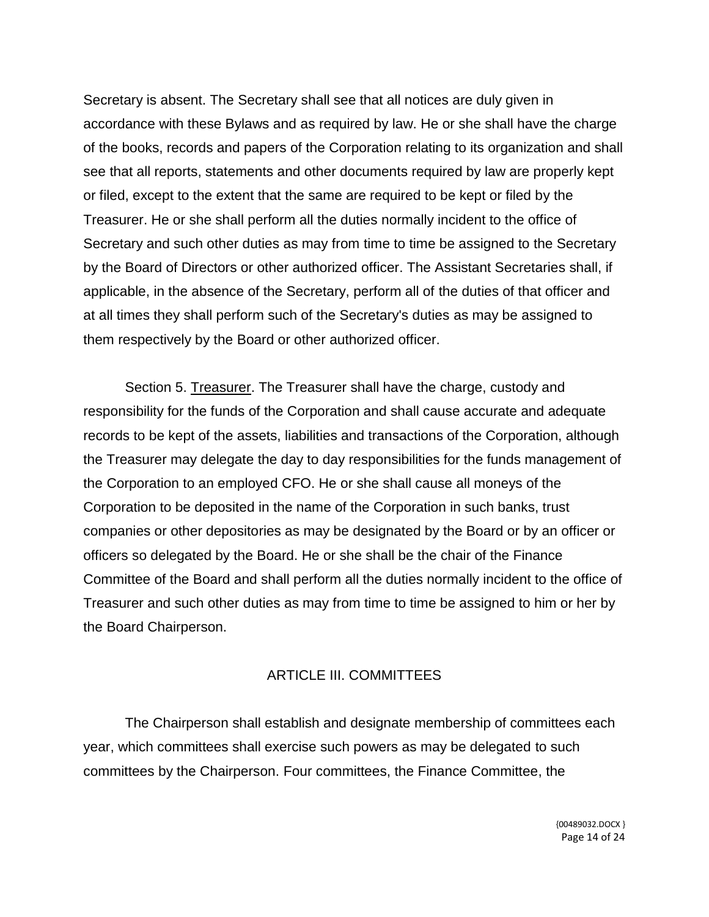Secretary is absent. The Secretary shall see that all notices are duly given in accordance with these Bylaws and as required by law. He or she shall have the charge of the books, records and papers of the Corporation relating to its organization and shall see that all reports, statements and other documents required by law are properly kept or filed, except to the extent that the same are required to be kept or filed by the Treasurer. He or she shall perform all the duties normally incident to the office of Secretary and such other duties as may from time to time be assigned to the Secretary by the Board of Directors or other authorized officer. The Assistant Secretaries shall, if applicable, in the absence of the Secretary, perform all of the duties of that officer and at all times they shall perform such of the Secretary's duties as may be assigned to them respectively by the Board or other authorized officer.

Section 5. Treasurer. The Treasurer shall have the charge, custody and responsibility for the funds of the Corporation and shall cause accurate and adequate records to be kept of the assets, liabilities and transactions of the Corporation, although the Treasurer may delegate the day to day responsibilities for the funds management of the Corporation to an employed CFO. He or she shall cause all moneys of the Corporation to be deposited in the name of the Corporation in such banks, trust companies or other depositories as may be designated by the Board or by an officer or officers so delegated by the Board. He or she shall be the chair of the Finance Committee of the Board and shall perform all the duties normally incident to the office of Treasurer and such other duties as may from time to time be assigned to him or her by the Board Chairperson.

## ARTICLE III. COMMITTEES

The Chairperson shall establish and designate membership of committees each year, which committees shall exercise such powers as may be delegated to such committees by the Chairperson. Four committees, the Finance Committee, the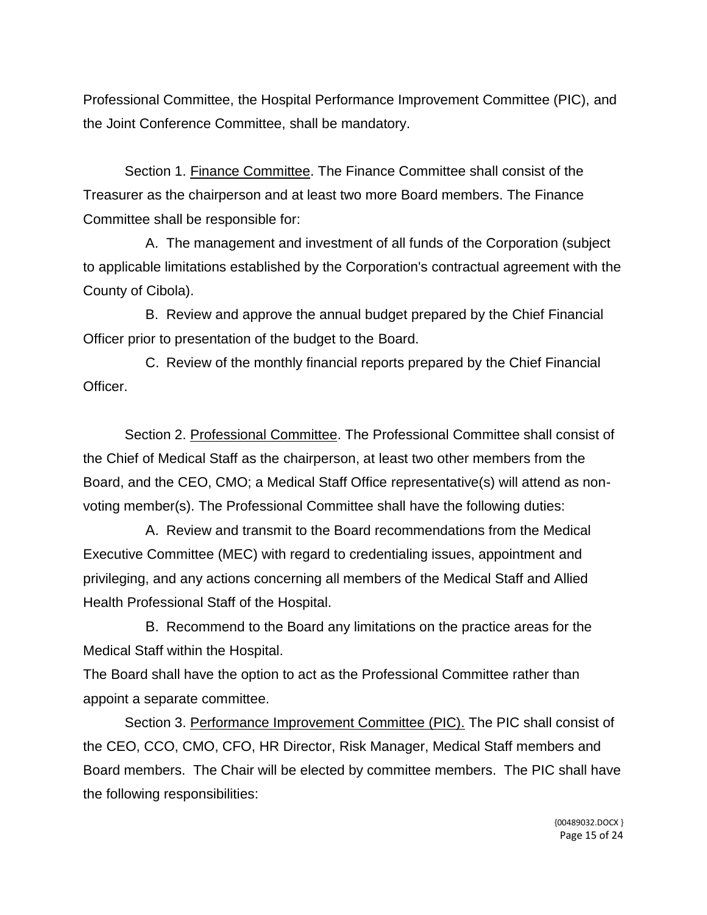Professional Committee, the Hospital Performance Improvement Committee (PIC), and the Joint Conference Committee, shall be mandatory.

Section 1. Finance Committee. The Finance Committee shall consist of the Treasurer as the chairperson and at least two more Board members. The Finance Committee shall be responsible for:

A. The management and investment of all funds of the Corporation (subject to applicable limitations established by the Corporation's contractual agreement with the County of Cibola).

B. Review and approve the annual budget prepared by the Chief Financial Officer prior to presentation of the budget to the Board.

C. Review of the monthly financial reports prepared by the Chief Financial Officer.

Section 2. Professional Committee. The Professional Committee shall consist of the Chief of Medical Staff as the chairperson, at least two other members from the Board, and the CEO, CMO; a Medical Staff Office representative(s) will attend as non-voting member(s). The Professional Committee shall have the following duties:

A. Review and transmit to the Board recommendations from the Medical Executive Committee (MEC) with regard to credentialing issues, appointment and privileging, and any actions concerning all members of the Medical Staff and Allied Health Professional Staff of the Hospital.

B. Recommend to the Board any limitations on the practice areas for the Medical Staff within the Hospital.

The Board shall have the option to act as the Professional Committee rather than appoint a separate committee.

Section 3. Performance Improvement Committee (PIC). The PIC shall consist of the CEO, CCO, CMO, CFO, HR Director, Risk Manager, Medical Staff members and Board members. The Chair will be elected by committee members. The PIC shall have the following responsibilities: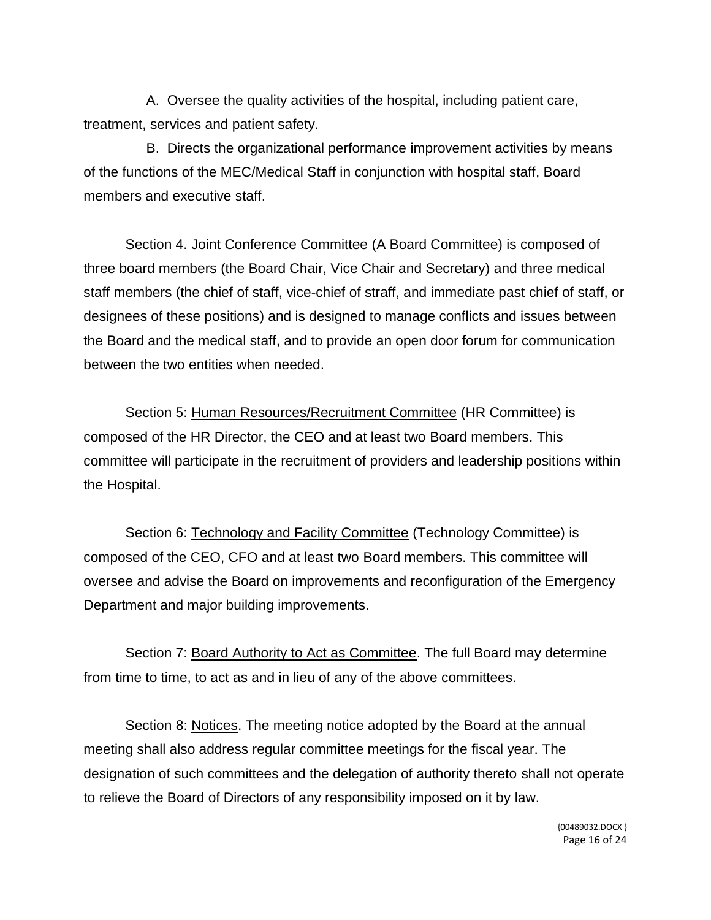A. Oversee the quality activities of the hospital, including patient care, treatment, services and patient safety.

B. Directs the organizational performance improvement activities by means of the functions of the MEC/Medical Staff in conjunction with hospital staff, Board members and executive staff.

Section 4. <u>Joint Conference Committee</u> (A Board Committee) is composed of three board members (the Board Chair, Vice Chair and Secretary) and three medical staff members (the chief of staff, vice-chief of straff, and immediate past chief of staff, or designees of these positions) and is designed to manage conflicts and issues between the Board and the medical staff, and to provide an open door forum for communication between the two entities when needed.

Section 5: <u>Human Resources/Recruitment Committee</u> (HR Committee) is composed of the HR Director, the CEO and at least two Board members. This committee will participate in the recruitment of providers and leadership positions within the Hospital.

Section 6: <u>Technology and Facility Committee</u> (Technology Committee) is composed of the CEO, CFO and at least two Board members. This committee will oversee and advise the Board on improvements and reconfiguration of the Emergency Department and major building improvements.

Section 7: <u>Board Authority to Act as Committee</u>. The full Board may determine from time to time, to act as and in lieu of any of the above committees.

Section 8: <u>Notices</u>. The meeting notice adopted by the Board at the annual meeting shall also address regular committee meetings for the fiscal year. The designation of such committees and the delegation of authority thereto shall not operate to relieve the Board of Directors of any responsibility imposed on it by law.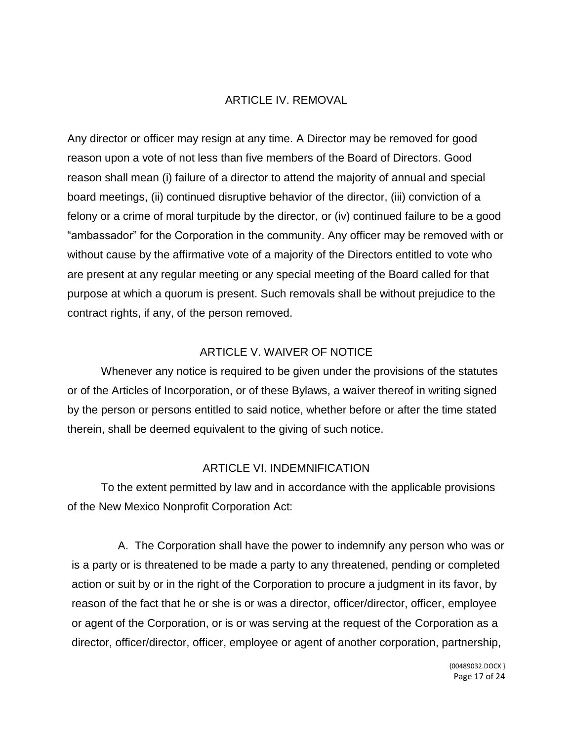## ARTICLE IV. REMOVAL

Any director or officer may resign at any time. A Director may be removed for good reason upon a vote of not less than five members of the Board of Directors. Good reason shall mean (i) failure of a director to attend the majority of annual and special board meetings, (ii) continued disruptive behavior of the director, (iii) conviction of a felony or a crime of moral turpitude by the director, or (iv) continued failure to be a good "ambassador" for the Corporation in the community. Any officer may be removed with or without cause by the affirmative vote of a majority of the Directors entitled to vote who are present at any regular meeting or any special meeting of the Board called for that purpose at which a quorum is present. Such removals shall be without prejudice to the contract rights, if any, of the person removed.

## ARTICLE V. WAIVER OF NOTICE

Whenever any notice is required to be given under the provisions of the statutes or of the Articles of Incorporation, or of these Bylaws, a waiver thereof in writing signed by the person or persons entitled to said notice, whether before or after the time stated therein, shall be deemed equivalent to the giving of such notice.

## ARTICLE VI. INDEMNIFICATION

To the extent permitted by law and in accordance with the applicable provisions of the New Mexico Nonprofit Corporation Act:

A. The Corporation shall have the power to indemnify any person who was or is a party or is threatened to be made a party to any threatened, pending or completed action or suit by or in the right of the Corporation to procure a judgment in its favor, by reason of the fact that he or she is or was a director, officer/director, officer, employee or agent of the Corporation, or is or was serving at the request of the Corporation as a director, officer/director, officer, employee or agent of another corporation, partnership,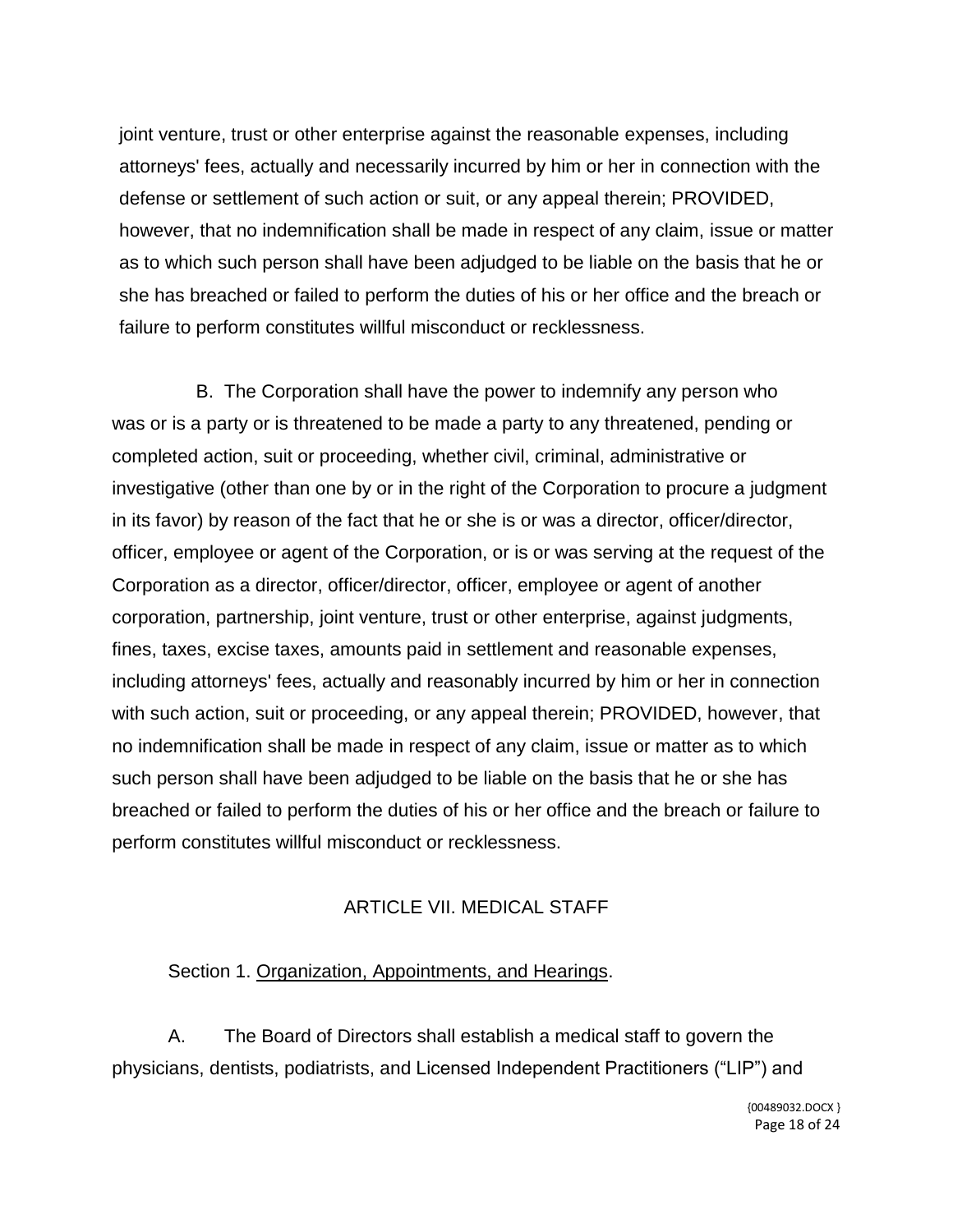joint venture, trust or other enterprise against the reasonable expenses, including attorneys' fees, actually and necessarily incurred by him or her in connection with the defense or settlement of such action or suit, or any appeal therein; PROVIDED, however, that no indemnification shall be made in respect of any claim, issue or matter as to which such person shall have been adjudged to be liable on the basis that he or she has breached or failed to perform the duties of his or her office and the breach or failure to perform constitutes willful misconduct or recklessness.

B. The Corporation shall have the power to indemnify any person who was or is a party or is threatened to be made a party to any threatened, pending or completed action, suit or proceeding, whether civil, criminal, administrative or investigative (other than one by or in the right of the Corporation to procure a judgment in its favor) by reason of the fact that he or she is or was a director, officer/director, officer, employee or agent of the Corporation, or is or was serving at the request of the Corporation as a director, officer/director, officer, employee or agent of another corporation, partnership, joint venture, trust or other enterprise, against judgments, fines, taxes, excise taxes, amounts paid in settlement and reasonable expenses, including attorneys' fees, actually and reasonably incurred by him or her in connection with such action, suit or proceeding, or any appeal therein; PROVIDED, however, that no indemnification shall be made in respect of any claim, issue or matter as to which such person shall have been adjudged to be liable on the basis that he or she has breached or failed to perform the duties of his or her office and the breach or failure to perform constitutes willful misconduct or recklessness.

## ARTICLE VII. MEDICAL STAFF

Section 1. Organization, Appointments, and Hearings.

A. The Board of Directors shall establish a medical staff to govern the physicians, dentists, podiatrists, and Licensed Independent Practitioners ("LIP") and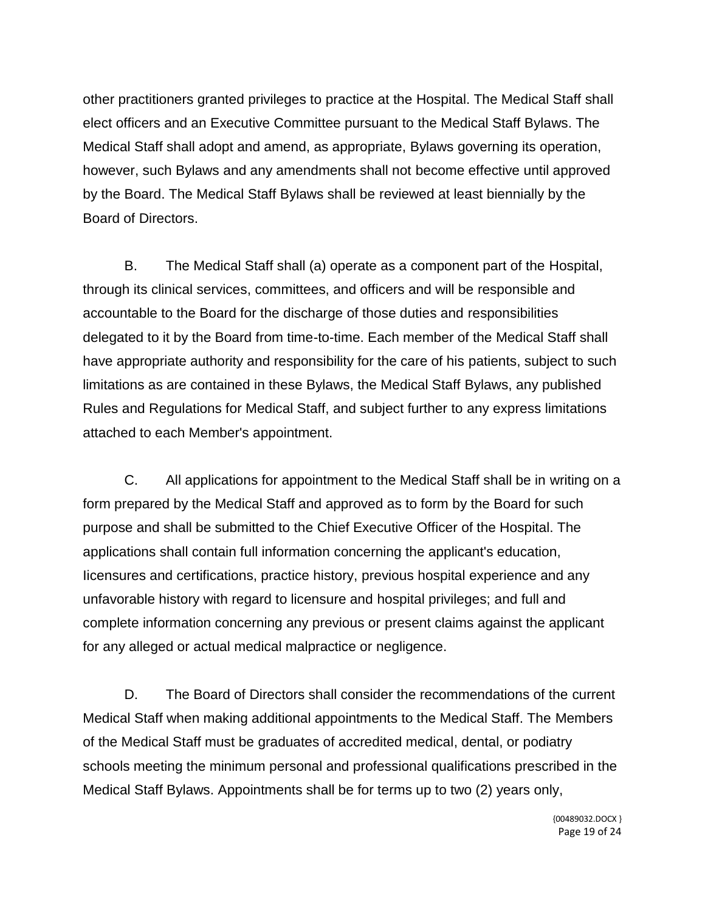other practitioners granted privileges to practice at the Hospital. The Medical Staff shall elect officers and an Executive Committee pursuant to the Medical Staff Bylaws. The Medical Staff shall adopt and amend, as appropriate, Bylaws governing its operation, however, such Bylaws and any amendments shall not become effective until approved by the Board. The Medical Staff Bylaws shall be reviewed at least biennially by the Board of Directors.

B. The Medical Staff shall (a) operate as a component part of the Hospital, through its clinical services, committees, and officers and will be responsible and accountable to the Board for the discharge of those duties and responsibilities delegated to it by the Board from time-to-time. Each member of the Medical Staff shall have appropriate authority and responsibility for the care of his patients, subject to such limitations as are contained in these Bylaws, the Medical Staff Bylaws, any published Rules and Regulations for Medical Staff, and subject further to any express limitations attached to each Member's appointment.

C. All applications for appointment to the Medical Staff shall be in writing on a form prepared by the Medical Staff and approved as to form by the Board for such purpose and shall be submitted to the Chief Executive Officer of the Hospital. The applications shall contain full information concerning the applicant's education, licensures and certifications, practice history, previous hospital experience and any unfavorable history with regard to licensure and hospital privileges; and full and complete information concerning any previous or present claims against the applicant for any alleged or actual medical malpractice or negligence.

D. The Board of Directors shall consider the recommendations of the current Medical Staff when making additional appointments to the Medical Staff. The Members of the Medical Staff must be graduates of accredited medical, dental, or podiatry schools meeting the minimum personal and professional qualifications prescribed in the Medical Staff Bylaws. Appointments shall be for terms up to two (2) years only,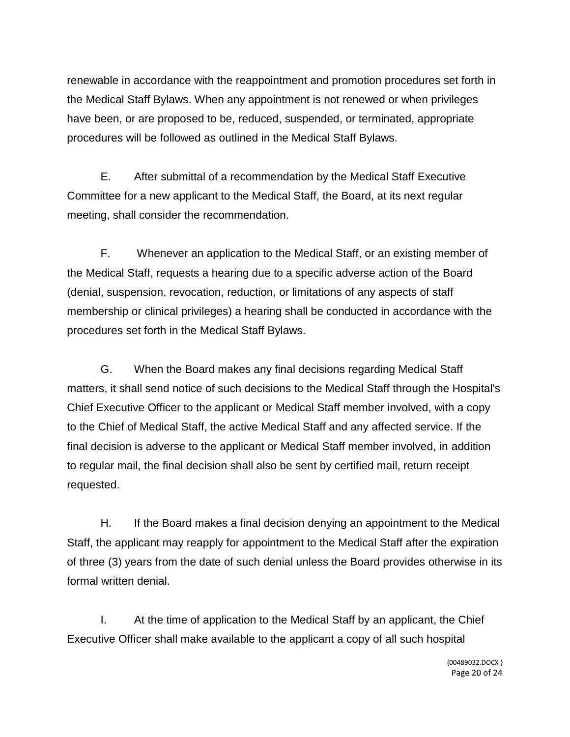renewable in accordance with the reappointment and promotion procedures set forth in the Medical Staff Bylaws. When any appointment is not renewed or when privileges have been, or are proposed to be, reduced, suspended, or terminated, appropriate procedures will be followed as outlined in the Medical Staff Bylaws.

E. After submittal of a recommendation by the Medical Staff Executive Committee for a new applicant to the Medical Staff, the Board, at its next regular meeting, shall consider the recommendation.

F. Whenever an application to the Medical Staff, or an existing member of the Medical Staff, requests a hearing due to a specific adverse action of the Board (denial, suspension, revocation, reduction, or limitations of any aspects of staff membership or clinical privileges) a hearing shall be conducted in accordance with the procedures set forth in the Medical Staff Bylaws.

G. When the Board makes any final decisions regarding Medical Staff matters, it shall send notice of such decisions to the Medical Staff through the Hospital's Chief Executive Officer to the applicant or Medical Staff member involved, with a copy to the Chief of Medical Staff, the active Medical Staff and any affected service. If the final decision is adverse to the applicant or Medical Staff member involved, in addition to regular mail, the final decision shall also be sent by certified mail, return receipt requested.

H. If the Board makes a final decision denying an appointment to the Medical Staff, the applicant may reapply for appointment to the Medical Staff after the expiration of three (3) years from the date of such denial unless the Board provides otherwise in its formal written denial.

I. At the time of application to the Medical Staff by an applicant, the Chief Executive Officer shall make available to the applicant a copy of all such hospital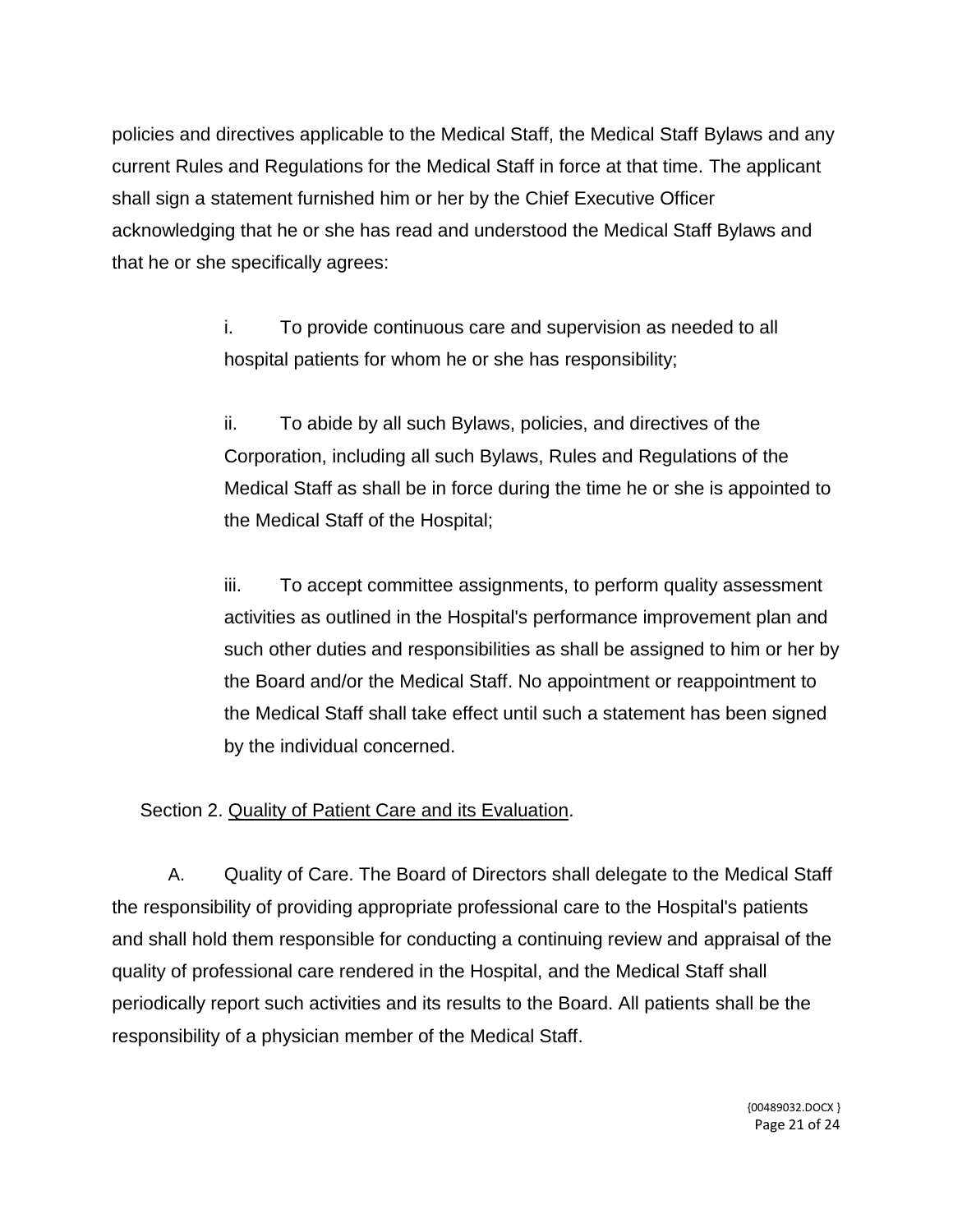policies and directives applicable to the Medical Staff, the Medical Staff Bylaws and any current Rules and Regulations for the Medical Staff in force at that time. The applicant shall sign a statement furnished him or her by the Chief Executive Officer acknowledging that he or she has read and understood the Medical Staff Bylaws and that he or she specifically agrees:

> i. To provide continuous care and supervision as needed to all hospital patients for whom he or she has responsibility;
>
> ii. To abide by all such Bylaws, policies, and directives of the Corporation, including all such Bylaws, Rules and Regulations of the Medical Staff as shall be in force during the time he or she is appointed to the Medical Staff of the Hospital;
>
> iii. To accept committee assignments, to perform quality assessment activities as outlined in the Hospital's performance improvement plan and such other duties and responsibilities as shall be assigned to him or her by the Board and/or the Medical Staff. No appointment or reappointment to the Medical Staff shall take effect until such a statement has been signed by the individual concerned.

Section 2. <u>Quality of Patient Care and its Evaluation</u>.

A. Quality of Care. The Board of Directors shall delegate to the Medical Staff the responsibility of providing appropriate professional care to the Hospital's patients and shall hold them responsible for conducting a continuing review and appraisal of the quality of professional care rendered in the Hospital, and the Medical Staff shall periodically report such activities and its results to the Board. All patients shall be the responsibility of a physician member of the Medical Staff.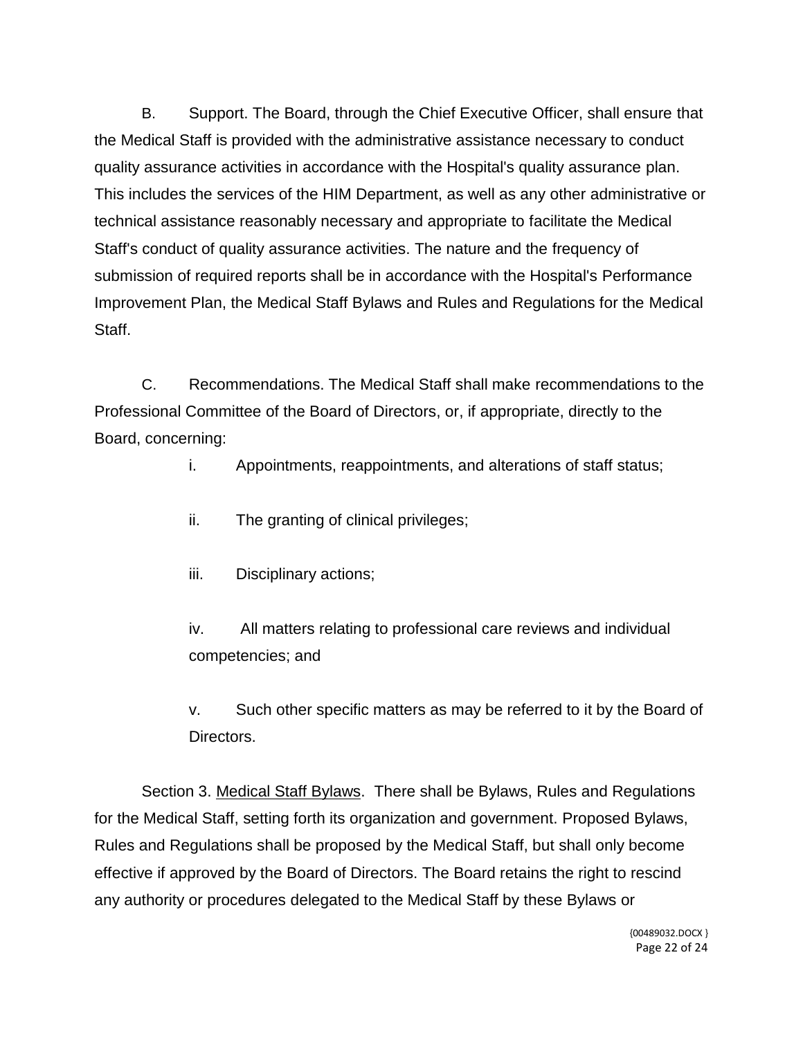B. Support. The Board, through the Chief Executive Officer, shall ensure that the Medical Staff is provided with the administrative assistance necessary to conduct quality assurance activities in accordance with the Hospital's quality assurance plan. This includes the services of the HIM Department, as well as any other administrative or technical assistance reasonably necessary and appropriate to facilitate the Medical Staff's conduct of quality assurance activities. The nature and the frequency of submission of required reports shall be in accordance with the Hospital's Performance Improvement Plan, the Medical Staff Bylaws and Rules and Regulations for the Medical Staff.

C. Recommendations. The Medical Staff shall make recommendations to the Professional Committee of the Board of Directors, or, if appropriate, directly to the Board, concerning:

i. Appointments, reappointments, and alterations of staff status;

ii. The granting of clinical privileges;

iii. Disciplinary actions;

iv. All matters relating to professional care reviews and individual competencies; and

v. Such other specific matters as may be referred to it by the Board of Directors.

Section 3. <u>Medical Staff Bylaws</u>. There shall be Bylaws, Rules and Regulations for the Medical Staff, setting forth its organization and government. Proposed Bylaws, Rules and Regulations shall be proposed by the Medical Staff, but shall only become effective if approved by the Board of Directors. The Board retains the right to rescind any authority or procedures delegated to the Medical Staff by these Bylaws or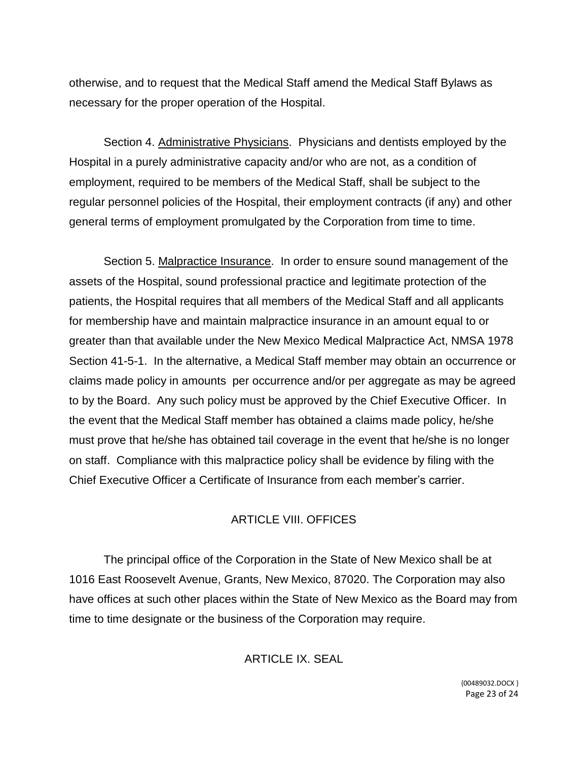otherwise, and to request that the Medical Staff amend the Medical Staff Bylaws as necessary for the proper operation of the Hospital.

Section 4. Administrative Physicians. Physicians and dentists employed by the Hospital in a purely administrative capacity and/or who are not, as a condition of employment, required to be members of the Medical Staff, shall be subject to the regular personnel policies of the Hospital, their employment contracts (if any) and other general terms of employment promulgated by the Corporation from time to time.

Section 5. Malpractice Insurance. In order to ensure sound management of the assets of the Hospital, sound professional practice and legitimate protection of the patients, the Hospital requires that all members of the Medical Staff and all applicants for membership have and maintain malpractice insurance in an amount equal to or greater than that available under the New Mexico Medical Malpractice Act, NMSA 1978 Section 41-5-1. In the alternative, a Medical Staff member may obtain an occurrence or claims made policy in amounts per occurrence and/or per aggregate as may be agreed to by the Board. Any such policy must be approved by the Chief Executive Officer. In the event that the Medical Staff member has obtained a claims made policy, he/she must prove that he/she has obtained tail coverage in the event that he/she is no longer on staff. Compliance with this malpractice policy shall be evidence by filing with the Chief Executive Officer a Certificate of Insurance from each member's carrier.

## ARTICLE VIII. OFFICES

The principal office of the Corporation in the State of New Mexico shall be at 1016 East Roosevelt Avenue, Grants, New Mexico, 87020. The Corporation may also have offices at such other places within the State of New Mexico as the Board may from time to time designate or the business of the Corporation may require.

## ARTICLE IX. SEAL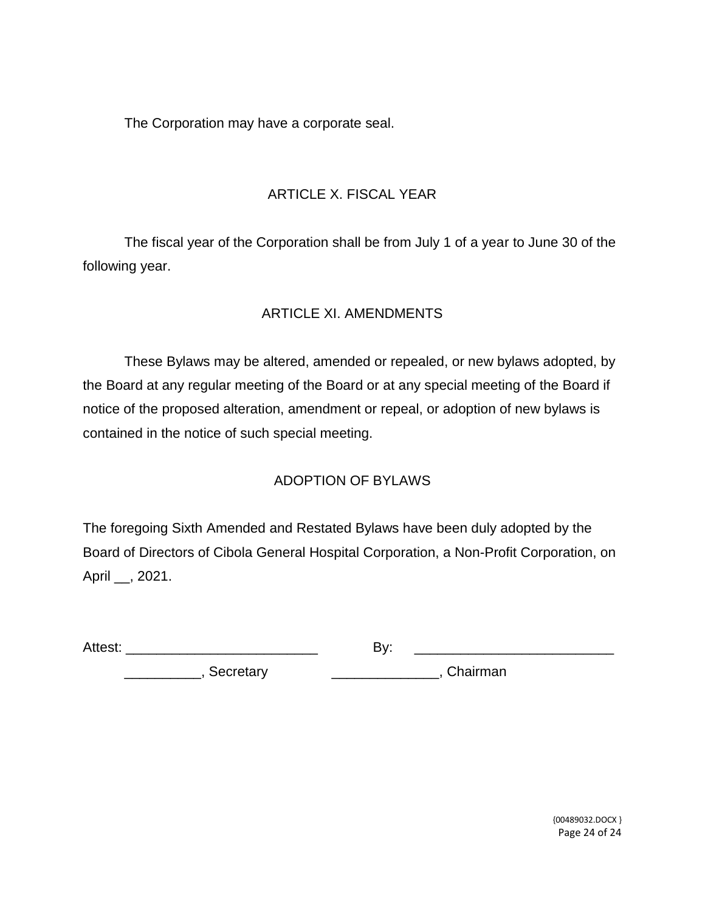The Corporation may have a corporate seal.

## ARTICLE X. FISCAL YEAR

The fiscal year of the Corporation shall be from July 1 of a year to June 30 of the following year.

## ARTICLE XI. AMENDMENTS

These Bylaws may be altered, amended or repealed, or new bylaws adopted, by the Board at any regular meeting of the Board or at any special meeting of the Board if notice of the proposed alteration, amendment or repeal, or adoption of new bylaws is contained in the notice of such special meeting.

## ADOPTION OF BYLAWS

The foregoing Sixth Amended and Restated Bylaws have been duly adopted by the Board of Directors of Cibola General Hospital Corporation, a Non-Profit Corporation, on April __, 2021.

Attest: ________________________ By: ________________________

__________, Secretary ______________, Chairman

{00489032.DOCX }